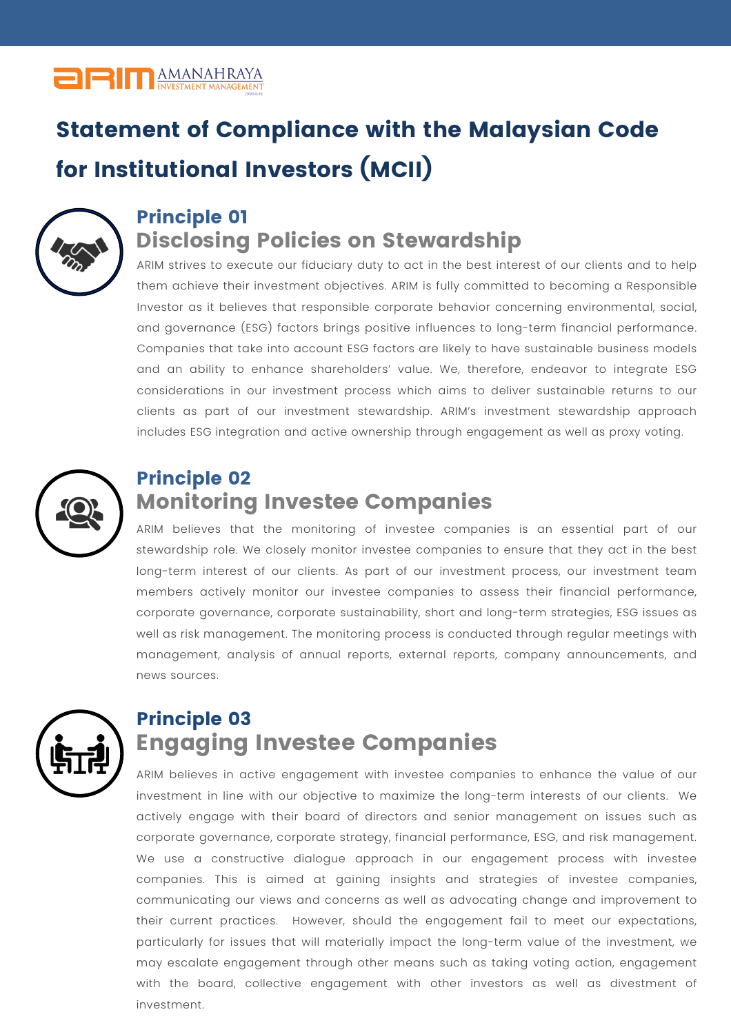# Statement of Compliance with the Malaysian Code for Institutional Investors (MCII)

## Principle 01
## Disclosing Policies on Stewardship

ARIM strives to execute our fiduciary duty to act in the best interest of our clients and to help them achieve their investment objectives. ARIM is fully committed to becoming a Responsible Investor as it believes that responsible corporate behavior concerning environmental, social, and governance (ESG) factors brings positive influences to long-term financial performance. Companies that take into account ESG factors are likely to have sustainable business models and an ability to enhance shareholders' value. We, therefore, endeavor to integrate ESG considerations in our investment process which aims to deliver sustainable returns to our clients as part of our investment stewardship. ARIM's investment stewardship approach includes ESG integration and active ownership through engagement as well as proxy voting.

## Principle 02
## Monitoring Investee Companies

ARIM believes that the monitoring of investee companies is an essential part of our stewardship role. We closely monitor investee companies to ensure that they act in the best long-term interest of our clients. As part of our investment process, our investment team members actively monitor our investee companies to assess their financial performance, corporate governance, corporate sustainability, short and long-term strategies, ESG issues as well as risk management. The monitoring process is conducted through regular meetings with management, analysis of annual reports, external reports, company announcements, and news sources.

## Principle 03
## Engaging Investee Companies

ARIM believes in active engagement with investee companies to enhance the value of our investment in line with our objective to maximize the long-term interests of our clients. We actively engage with their board of directors and senior management on issues such as corporate governance, corporate strategy, financial performance, ESG, and risk management. We use a constructive dialogue approach in our engagement process with investee companies. This is aimed at gaining insights and strategies of investee companies, communicating our views and concerns as well as advocating change and improvement to their current practices. However, should the engagement fail to meet our expectations, particularly for issues that will materially impact the long-term value of the investment, we may escalate engagement through other means such as taking voting action, engagement with the board, collective engagement with other investors as well as divestment of investment.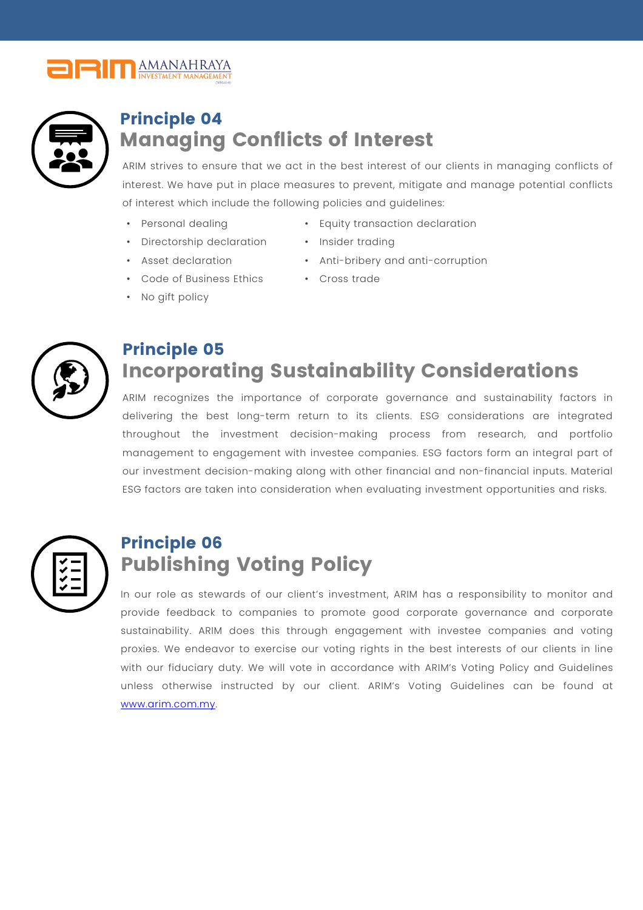## Principle 04
## Managing Conflicts of Interest

ARIM strives to ensure that we act in the best interest of our clients in managing conflicts of interest. We have put in place measures to prevent, mitigate and manage potential conflicts of interest which include the following policies and guidelines:

- Personal dealing
- Directorship declaration
- Asset declaration
- Code of Business Ethics
- No gift policy
- Equity transaction declaration
- Insider trading
- Anti-bribery and anti-corruption
- Cross trade

## Principle 05
## Incorporating Sustainability Considerations

ARIM recognizes the importance of corporate governance and sustainability factors in delivering the best long-term return to its clients. ESG considerations are integrated throughout the investment decision-making process from research, and portfolio management to engagement with investee companies. ESG factors form an integral part of our investment decision-making along with other financial and non-financial inputs. Material ESG factors are taken into consideration when evaluating investment opportunities and risks.

## Principle 06
## Publishing Voting Policy

In our role as stewards of our client's investment, ARIM has a responsibility to monitor and provide feedback to companies to promote good corporate governance and corporate sustainability. ARIM does this through engagement with investee companies and voting proxies. We endeavor to exercise our voting rights in the best interests of our clients in line with our fiduciary duty. We will vote in accordance with ARIM's Voting Policy and Guidelines unless otherwise instructed by our client. ARIM's Voting Guidelines can be found at [www.arim.com.my](http://www.arim.com.my).